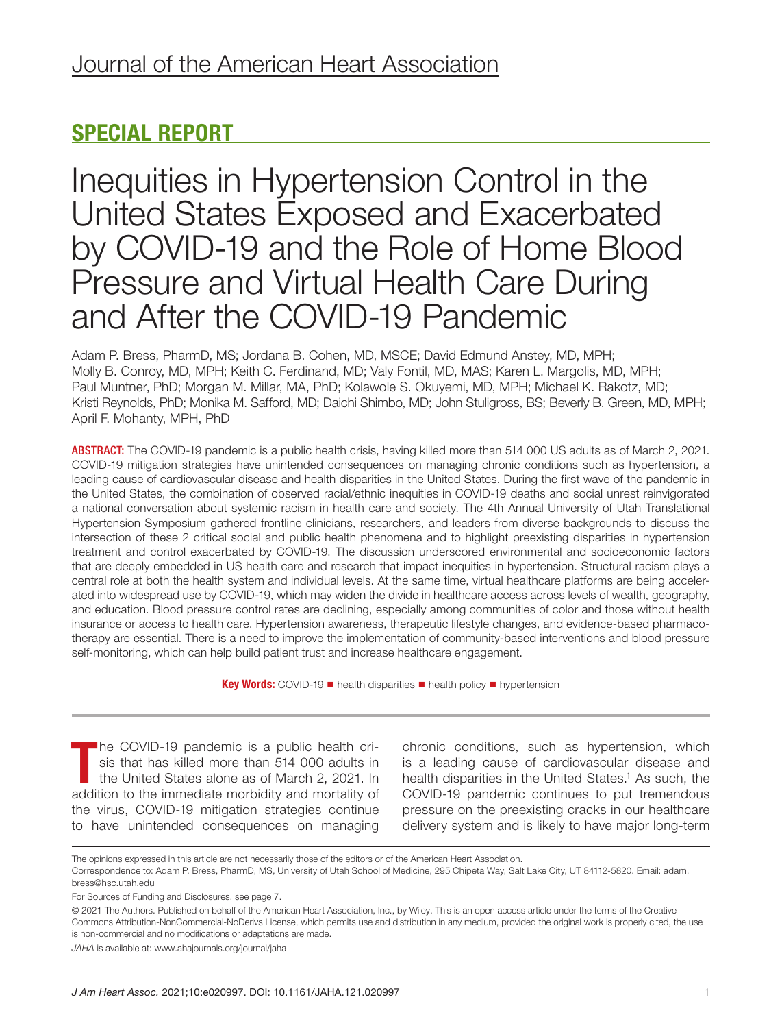Journal of the American Heart Association

## SPECIAL REPORT

# Inequities in Hypertension Control in the United States Exposed and Exacerbated by COVID-19 and the Role of Home Blood Pressure and Virtual Health Care During and After the COVID-19 Pandemic

Adam P. Bress, PharmD, MS; Jordana B. Cohen, MD, MSCE; David Edmund Anstey, MD, MPH; Molly B. Conroy, MD, MPH; Keith C. Ferdinand, MD; Valy Fontil, MD, MAS; Karen L. Margolis, MD, MPH; Paul Muntner, PhD; Morgan M. Millar, MA, PhD; Kolawole S. Okuyemi, MD, MPH; Michael K. Rakotz, MD; Kristi Reynolds, PhD; Monika M. Safford, MD; Daichi Shimbo, MD; John Stuligross, BS; Beverly B. Green, MD, MPH; April F. Mohanty, MPH, PhD

**ABSTRACT:** The COVID-19 pandemic is a public health crisis, having killed more than 514 000 US adults as of March 2, 2021. COVID-19 mitigation strategies have unintended consequences on managing chronic conditions such as hypertension, a leading cause of cardiovascular disease and health disparities in the United States. During the first wave of the pandemic in the United States, the combination of observed racial/ethnic inequities in COVID-19 deaths and social unrest reinvigorated a national conversation about systemic racism in health care and society. The 4th Annual University of Utah Translational Hypertension Symposium gathered frontline clinicians, researchers, and leaders from diverse backgrounds to discuss the intersection of these 2 critical social and public health phenomena and to highlight preexisting disparities in hypertension treatment and control exacerbated by COVID-19. The discussion underscored environmental and socioeconomic factors that are deeply embedded in US health care and research that impact inequities in hypertension. Structural racism plays a central role at both the health system and individual levels. At the same time, virtual healthcare platforms are being accelerated into widespread use by COVID-19, which may widen the divide in healthcare access across levels of wealth, geography, and education. Blood pressure control rates are declining, especially among communities of color and those without health insurance or access to health care. Hypertension awareness, therapeutic lifestyle changes, and evidence-based pharmacotherapy are essential. There is a need to improve the implementation of community-based interventions and blood pressure self-monitoring, which can help build patient trust and increase healthcare engagement.

**Key Words:** COVID-19 ■ health disparities ■ health policy ■ hypertension

The COVID-19 pandemic is a public health crisis that has killed more than 514 000 adults in the United States alone as of March 2, 2021. In addition to the immediate morbidity and mortality of the virus, COVID-19 mitigation strategies continue to have unintended consequences on managing chronic conditions, such as hypertension, which is a leading cause of cardiovascular disease and health disparities in the United States.[1] As such, the COVID-19 pandemic continues to put tremendous pressure on the preexisting cracks in our healthcare delivery system and is likely to have major long-term

The opinions expressed in this article are not necessarily those of the editors or of the American Heart Association.

Correspondence to: Adam P. Bress, PharmD, MS, University of Utah School of Medicine, 295 Chipeta Way, Salt Lake City, UT 84112-5820. Email: adam.bress@hsc.utah.edu

For Sources of Funding and Disclosures, see page 7.

© 2021 The Authors. Published on behalf of the American Heart Association, Inc., by Wiley. This is an open access article under the terms of the Creative Commons Attribution-NonCommercial-NoDerivs License, which permits use and distribution in any medium, provided the original work is properly cited, the use is non-commercial and no modifications or adaptations are made.

*JAHA* is available at: www.ahajournals.org/journal/jaha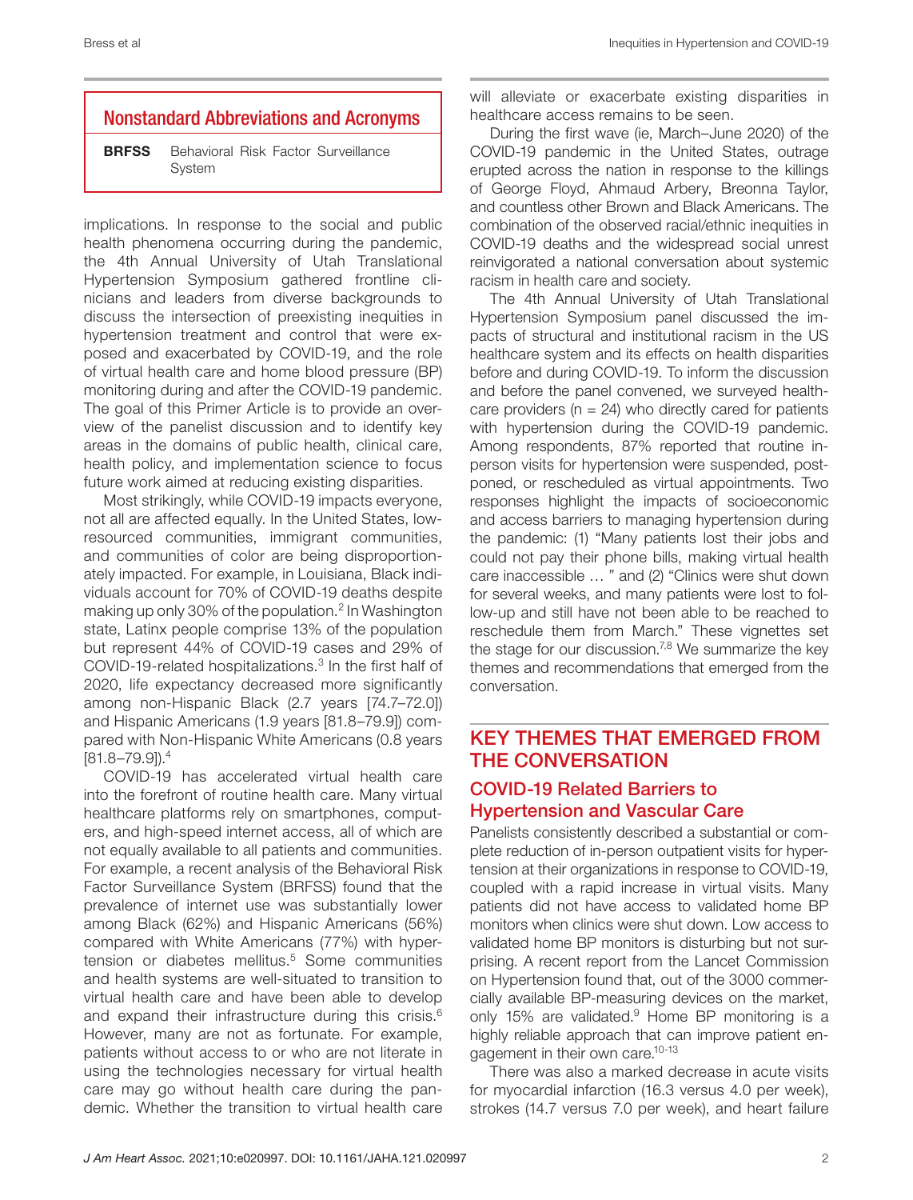## Nonstandard Abbreviations and Acronyms

**BRFSS** Behavioral Risk Factor Surveillance System

implications. In response to the social and public health phenomena occurring during the pandemic, the 4th Annual University of Utah Translational Hypertension Symposium gathered frontline clinicians and leaders from diverse backgrounds to discuss the intersection of preexisting inequities in hypertension treatment and control that were exposed and exacerbated by COVID-19, and the role of virtual health care and home blood pressure (BP) monitoring during and after the COVID-19 pandemic. The goal of this Primer Article is to provide an overview of the panelist discussion and to identify key areas in the domains of public health, clinical care, health policy, and implementation science to focus future work aimed at reducing existing disparities.

Most strikingly, while COVID-19 impacts everyone, not all are affected equally. In the United States, low-resourced communities, immigrant communities, and communities of color are being disproportionately impacted. For example, in Louisiana, Black individuals account for 70% of COVID-19 deaths despite making up only 30% of the population.[2] In Washington state, Latinx people comprise 13% of the population but represent 44% of COVID-19 cases and 29% of COVID-19-related hospitalizations.[3] In the first half of 2020, life expectancy decreased more significantly among non-Hispanic Black (2.7 years [74.7–72.0]) and Hispanic Americans (1.9 years [81.8–79.9]) compared with Non-Hispanic White Americans (0.8 years [81.8–79.9]).[4]

COVID-19 has accelerated virtual health care into the forefront of routine health care. Many virtual healthcare platforms rely on smartphones, computers, and high-speed internet access, all of which are not equally available to all patients and communities. For example, a recent analysis of the Behavioral Risk Factor Surveillance System (BRFSS) found that the prevalence of internet use was substantially lower among Black (62%) and Hispanic Americans (56%) compared with White Americans (77%) with hypertension or diabetes mellitus.[5] Some communities and health systems are well-situated to transition to virtual health care and have been able to develop and expand their infrastructure during this crisis.[6] However, many are not as fortunate. For example, patients without access to or who are not literate in using the technologies necessary for virtual health care may go without health care during the pandemic. Whether the transition to virtual health care will alleviate or exacerbate existing disparities in healthcare access remains to be seen.

During the first wave (ie, March–June 2020) of the COVID-19 pandemic in the United States, outrage erupted across the nation in response to the killings of George Floyd, Ahmaud Arbery, Breonna Taylor, and countless other Brown and Black Americans. The combination of the observed racial/ethnic inequities in COVID-19 deaths and the widespread social unrest reinvigorated a national conversation about systemic racism in health care and society.

The 4th Annual University of Utah Translational Hypertension Symposium panel discussed the impacts of structural and institutional racism in the US healthcare system and its effects on health disparities before and during COVID-19. To inform the discussion and before the panel convened, we surveyed healthcare providers (n = 24) who directly cared for patients with hypertension during the COVID-19 pandemic. Among respondents, 87% reported that routine in-person visits for hypertension were suspended, postponed, or rescheduled as virtual appointments. Two responses highlight the impacts of socioeconomic and access barriers to managing hypertension during the pandemic: (1) "Many patients lost their jobs and could not pay their phone bills, making virtual health care inaccessible … " and (2) "Clinics were shut down for several weeks, and many patients were lost to follow-up and still have not been able to be reached to reschedule them from March." These vignettes set the stage for our discussion.[7,8] We summarize the key themes and recommendations that emerged from the conversation.

## KEY THEMES THAT EMERGED FROM THE CONVERSATION

### COVID-19 Related Barriers to Hypertension and Vascular Care

Panelists consistently described a substantial or complete reduction of in-person outpatient visits for hypertension at their organizations in response to COVID-19, coupled with a rapid increase in virtual visits. Many patients did not have access to validated home BP monitors when clinics were shut down. Low access to validated home BP monitors is disturbing but not surprising. A recent report from the Lancet Commission on Hypertension found that, out of the 3000 commercially available BP-measuring devices on the market, only 15% are validated.[9] Home BP monitoring is a highly reliable approach that can improve patient engagement in their own care.[10-13]

There was also a marked decrease in acute visits for myocardial infarction (16.3 versus 4.0 per week), strokes (14.7 versus 7.0 per week), and heart failure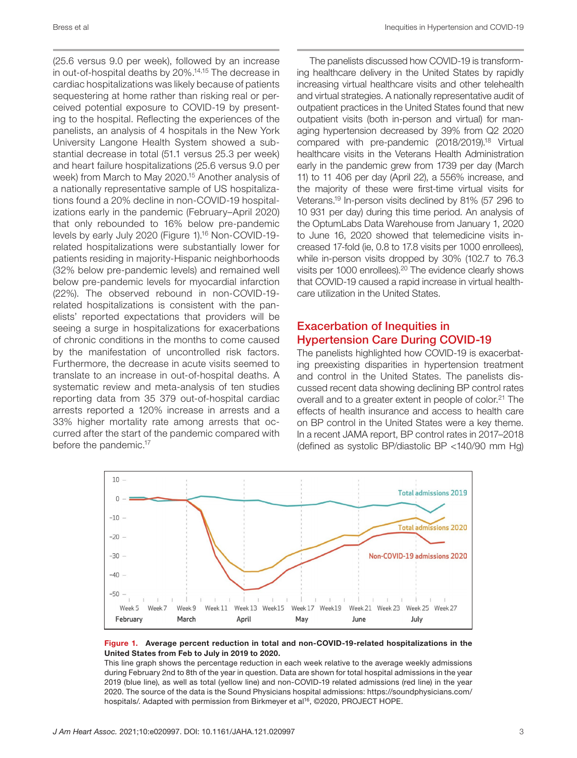(25.6 versus 9.0 per week), followed by an increase in out-of-hospital deaths by 20%.[14,15] The decrease in cardiac hospitalizations was likely because of patients sequestering at home rather than risking real or perceived potential exposure to COVID-19 by presenting to the hospital. Reflecting the experiences of the panelists, an analysis of 4 hospitals in the New York University Langone Health System showed a substantial decrease in total (51.1 versus 25.3 per week) and heart failure hospitalizations (25.6 versus 9.0 per week) from March to May 2020.[15] Another analysis of a nationally representative sample of US hospitalizations found a 20% decline in non-COVID-19 hospitalizations early in the pandemic (February–April 2020) that only rebounded to 16% below pre-pandemic levels by early July 2020 (Figure 1).[16] Non-COVID-19-related hospitalizations were substantially lower for patients residing in majority-Hispanic neighborhoods (32% below pre-pandemic levels) and remained well below pre-pandemic levels for myocardial infarction (22%). The observed rebound in non-COVID-19-related hospitalizations is consistent with the panelists' reported expectations that providers will be seeing a surge in hospitalizations for exacerbations of chronic conditions in the months to come caused by the manifestation of uncontrolled risk factors. Furthermore, the decrease in acute visits seemed to translate to an increase in out-of-hospital deaths. A systematic review and meta-analysis of ten studies reporting data from 35 379 out-of-hospital cardiac arrests reported a 120% increase in arrests and a 33% higher mortality rate among arrests that occurred after the start of the pandemic compared with before the pandemic.[17]

The panelists discussed how COVID-19 is transforming healthcare delivery in the United States by rapidly increasing virtual healthcare visits and other telehealth and virtual strategies. A nationally representative audit of outpatient practices in the United States found that new outpatient visits (both in-person and virtual) for managing hypertension decreased by 39% from Q2 2020 compared with pre-pandemic (2018/2019).[18] Virtual healthcare visits in the Veterans Health Administration early in the pandemic grew from 1739 per day (March 11) to 11 406 per day (April 22), a 556% increase, and the majority of these were first-time virtual visits for Veterans.[19] In-person visits declined by 81% (57 296 to 10 931 per day) during this time period. An analysis of the OptumLabs Data Warehouse from January 1, 2020 to June 16, 2020 showed that telemedicine visits increased 17-fold (ie, 0.8 to 17.8 visits per 1000 enrollees), while in-person visits dropped by 30% (102.7 to 76.3 visits per 1000 enrollees).[20] The evidence clearly shows that COVID-19 caused a rapid increase in virtual healthcare utilization in the United States.

## Exacerbation of Inequities in Hypertension Care During COVID-19

The panelists highlighted how COVID-19 is exacerbating preexisting disparities in hypertension treatment and control in the United States. The panelists discussed recent data showing declining BP control rates overall and to a greater extent in people of color.[21] The effects of health insurance and access to health care on BP control in the United States were a key theme. In a recent JAMA report, BP control rates in 2017–2018 (defined as systolic BP/diastolic BP <140/90 mm Hg)

**Figure 1. Average percent reduction in total and non-COVID-19-related hospitalizations in the United States from Feb to July in 2019 to 2020.**

This line graph shows the percentage reduction in each week relative to the average weekly admissions during February 2nd to 8th of the year in question. Data are shown for total hospital admissions in the year 2019 (blue line), as well as total (yellow line) and non-COVID-19 related admissions (red line) in the year 2020. The source of the data is the Sound Physicians hospital admissions: https://soundphysicians.com/hospitals/. Adapted with permission from Birkmeyer et al[16], ©2020, PROJECT HOPE.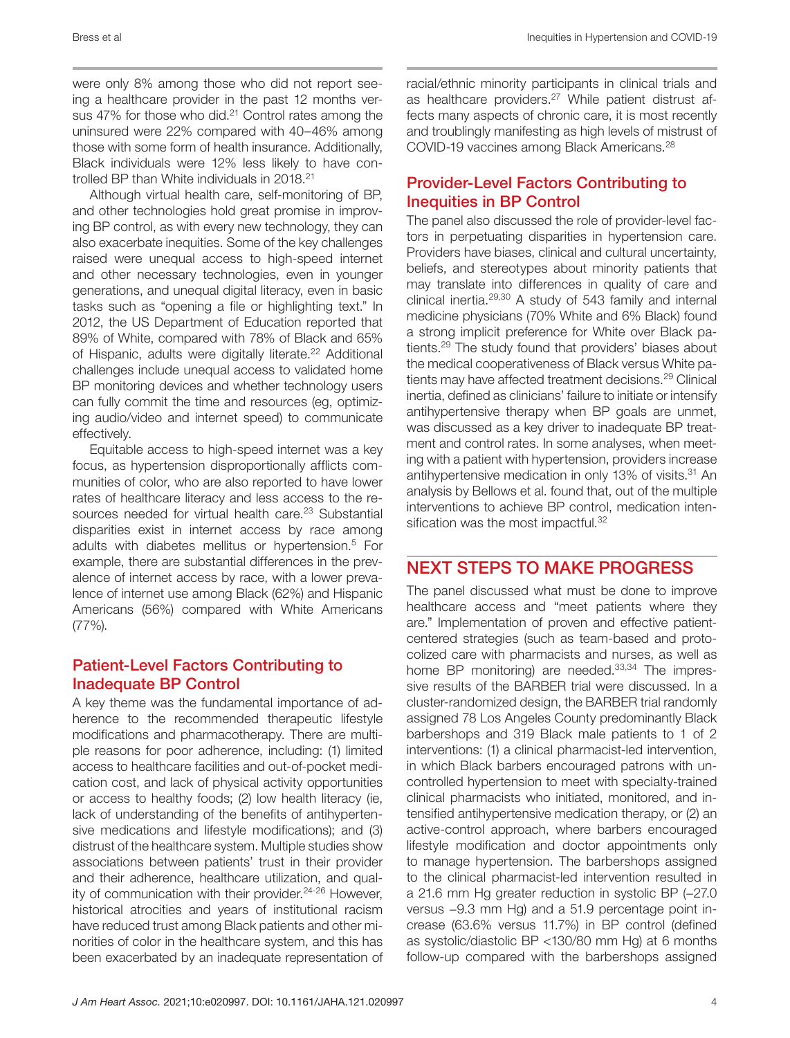were only 8% among those who did not report seeing a healthcare provider in the past 12 months versus 47% for those who did.[21] Control rates among the uninsured were 22% compared with 40–46% among those with some form of health insurance. Additionally, Black individuals were 12% less likely to have controlled BP than White individuals in 2018.[21]

Although virtual health care, self-monitoring of BP, and other technologies hold great promise in improving BP control, as with every new technology, they can also exacerbate inequities. Some of the key challenges raised were unequal access to high-speed internet and other necessary technologies, even in younger generations, and unequal digital literacy, even in basic tasks such as "opening a file or highlighting text." In 2012, the US Department of Education reported that 89% of White, compared with 78% of Black and 65% of Hispanic, adults were digitally literate.[22] Additional challenges include unequal access to validated home BP monitoring devices and whether technology users can fully commit the time and resources (eg, optimizing audio/video and internet speed) to communicate effectively.

Equitable access to high-speed internet was a key focus, as hypertension disproportionally afflicts communities of color, who are also reported to have lower rates of healthcare literacy and less access to the resources needed for virtual health care.[23] Substantial disparities exist in internet access by race among adults with diabetes mellitus or hypertension.[5] For example, there are substantial differences in the prevalence of internet access by race, with a lower prevalence of internet use among Black (62%) and Hispanic Americans (56%) compared with White Americans (77%).

## Patient-Level Factors Contributing to Inadequate BP Control

A key theme was the fundamental importance of adherence to the recommended therapeutic lifestyle modifications and pharmacotherapy. There are multiple reasons for poor adherence, including: (1) limited access to healthcare facilities and out-of-pocket medication cost, and lack of physical activity opportunities or access to healthy foods; (2) low health literacy (ie, lack of understanding of the benefits of antihypertensive medications and lifestyle modifications); and (3) distrust of the healthcare system. Multiple studies show associations between patients' trust in their provider and their adherence, healthcare utilization, and quality of communication with their provider.[24-26] However, historical atrocities and years of institutional racism have reduced trust among Black patients and other minorities of color in the healthcare system, and this has been exacerbated by an inadequate representation of racial/ethnic minority participants in clinical trials and as healthcare providers.[27] While patient distrust affects many aspects of chronic care, it is most recently and troublingly manifesting as high levels of mistrust of COVID-19 vaccines among Black Americans.[28]

## Provider-Level Factors Contributing to Inequities in BP Control

The panel also discussed the role of provider-level factors in perpetuating disparities in hypertension care. Providers have biases, clinical and cultural uncertainty, beliefs, and stereotypes about minority patients that may translate into differences in quality of care and clinical inertia.[29,30] A study of 543 family and internal medicine physicians (70% White and 6% Black) found a strong implicit preference for White over Black patients.[29] The study found that providers' biases about the medical cooperativeness of Black versus White patients may have affected treatment decisions.[29] Clinical inertia, defined as clinicians' failure to initiate or intensify antihypertensive therapy when BP goals are unmet, was discussed as a key driver to inadequate BP treatment and control rates. In some analyses, when meeting with a patient with hypertension, providers increase antihypertensive medication in only 13% of visits.[31] An analysis by Bellows et al. found that, out of the multiple interventions to achieve BP control, medication intensification was the most impactful.[32]

# NEXT STEPS TO MAKE PROGRESS

The panel discussed what must be done to improve healthcare access and "meet patients where they are." Implementation of proven and effective patient-centered strategies (such as team-based and protocolized care with pharmacists and nurses, as well as home BP monitoring) are needed.[33,34] The impressive results of the BARBER trial were discussed. In a cluster-randomized design, the BARBER trial randomly assigned 78 Los Angeles County predominantly Black barbershops and 319 Black male patients to 1 of 2 interventions: (1) a clinical pharmacist-led intervention, in which Black barbers encouraged patrons with uncontrolled hypertension to meet with specialty-trained clinical pharmacists who initiated, monitored, and intensified antihypertensive medication therapy, or (2) an active-control approach, where barbers encouraged lifestyle modification and doctor appointments only to manage hypertension. The barbershops assigned to the clinical pharmacist-led intervention resulted in a 21.6 mm Hg greater reduction in systolic BP (–27.0 versus –9.3 mm Hg) and a 51.9 percentage point increase (63.6% versus 11.7%) in BP control (defined as systolic/diastolic BP <130/80 mm Hg) at 6 months follow-up compared with the barbershops assigned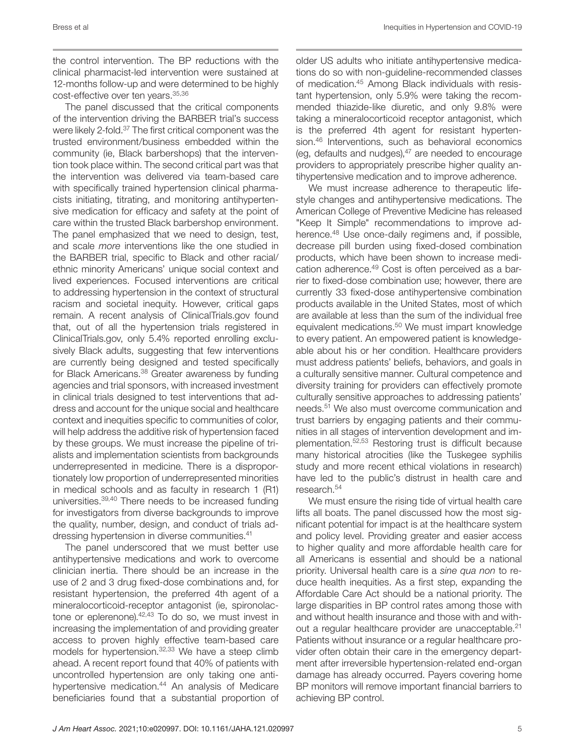the control intervention. The BP reductions with the clinical pharmacist-led intervention were sustained at 12-months follow-up and were determined to be highly cost-effective over ten years.[35,36]

The panel discussed that the critical components of the intervention driving the BARBER trial's success were likely 2-fold.[37] The first critical component was the trusted environment/business embedded within the community (ie, Black barbershops) that the intervention took place within. The second critical part was that the intervention was delivered via team-based care with specifically trained hypertension clinical pharmacists initiating, titrating, and monitoring antihypertensive medication for efficacy and safety at the point of care within the trusted Black barbershop environment. The panel emphasized that we need to design, test, and scale *more* interventions like the one studied in the BARBER trial, specific to Black and other racial/ethnic minority Americans' unique social context and lived experiences. Focused interventions are critical to addressing hypertension in the context of structural racism and societal inequity. However, critical gaps remain. A recent analysis of ClinicalTrials.gov found that, out of all the hypertension trials registered in ClinicalTrials.gov, only 5.4% reported enrolling exclusively Black adults, suggesting that few interventions are currently being designed and tested specifically for Black Americans.[38] Greater awareness by funding agencies and trial sponsors, with increased investment in clinical trials designed to test interventions that address and account for the unique social and healthcare context and inequities specific to communities of color, will help address the additive risk of hypertension faced by these groups. We must increase the pipeline of trialists and implementation scientists from backgrounds underrepresented in medicine. There is a disproportionately low proportion of underrepresented minorities in medical schools and as faculty in research 1 (R1) universities.[39,40] There needs to be increased funding for investigators from diverse backgrounds to improve the quality, number, design, and conduct of trials addressing hypertension in diverse communities.[41]

The panel underscored that we must better use antihypertensive medications and work to overcome clinician inertia. There should be an increase in the use of 2 and 3 drug fixed-dose combinations and, for resistant hypertension, the preferred 4th agent of a mineralocorticoid-receptor antagonist (ie, spironolactone or eplerenone).[42,43] To do so, we must invest in increasing the implementation of and providing greater access to proven highly effective team-based care models for hypertension.[32,33] We have a steep climb ahead. A recent report found that 40% of patients with uncontrolled hypertension are only taking one antihypertensive medication.[44] An analysis of Medicare beneficiaries found that a substantial proportion of older US adults who initiate antihypertensive medications do so with non-guideline-recommended classes of medication.[45] Among Black individuals with resistant hypertension, only 5.9% were taking the recommended thiazide-like diuretic, and only 9.8% were taking a mineralocorticoid receptor antagonist, which is the preferred 4th agent for resistant hypertension.[46] Interventions, such as behavioral economics (eg, defaults and nudges),[47] are needed to encourage providers to appropriately prescribe higher quality antihypertensive medication and to improve adherence.

We must increase adherence to therapeutic lifestyle changes and antihypertensive medications. The American College of Preventive Medicine has released "Keep It Simple" recommendations to improve adherence.[48] Use once-daily regimens and, if possible, decrease pill burden using fixed-dosed combination products, which have been shown to increase medication adherence.[49] Cost is often perceived as a barrier to fixed-dose combination use; however, there are currently 33 fixed-dose antihypertensive combination products available in the United States, most of which are available at less than the sum of the individual free equivalent medications.[50] We must impart knowledge to every patient. An empowered patient is knowledgeable about his or her condition. Healthcare providers must address patients' beliefs, behaviors, and goals in a culturally sensitive manner. Cultural competence and diversity training for providers can effectively promote culturally sensitive approaches to addressing patients' needs.[51] We also must overcome communication and trust barriers by engaging patients and their communities in all stages of intervention development and implementation.[52,53] Restoring trust is difficult because many historical atrocities (like the Tuskegee syphilis study and more recent ethical violations in research) have led to the public's distrust in health care and research.[54]

We must ensure the rising tide of virtual health care lifts all boats. The panel discussed how the most significant potential for impact is at the healthcare system and policy level. Providing greater and easier access to higher quality and more affordable health care for all Americans is essential and should be a national priority. Universal health care is a *sine qua non* to reduce health inequities. As a first step, expanding the Affordable Care Act should be a national priority. The large disparities in BP control rates among those with and without health insurance and those with and without a regular healthcare provider are unacceptable.[21] Patients without insurance or a regular healthcare provider often obtain their care in the emergency department after irreversible hypertension-related end-organ damage has already occurred. Payers covering home BP monitors will remove important financial barriers to achieving BP control.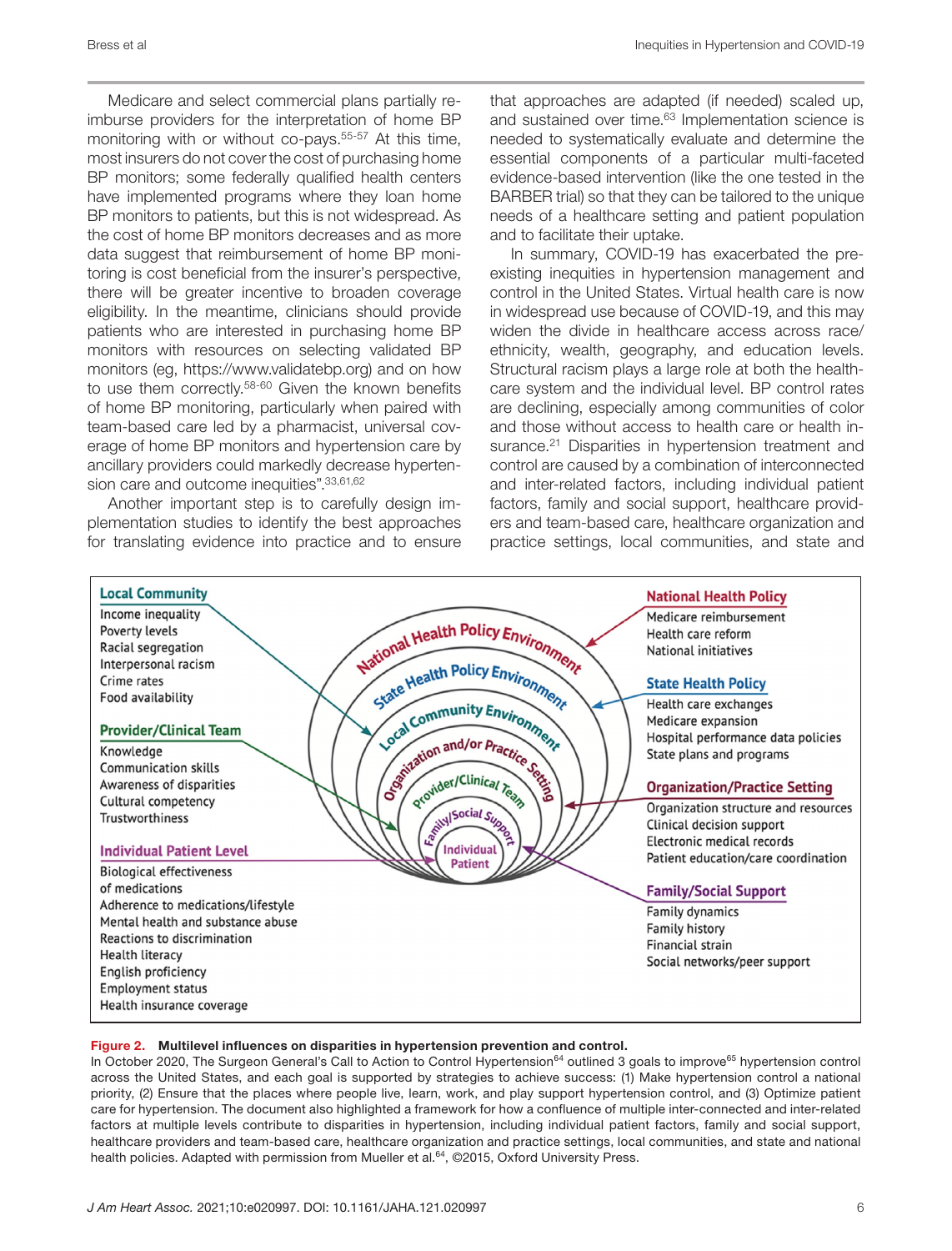Medicare and select commercial plans partially reimburse providers for the interpretation of home BP monitoring with or without co-pays.[55-57] At this time, most insurers do not cover the cost of purchasing home BP monitors; some federally qualified health centers have implemented programs where they loan home BP monitors to patients, but this is not widespread. As the cost of home BP monitors decreases and as more data suggest that reimbursement of home BP monitoring is cost beneficial from the insurer's perspective, there will be greater incentive to broaden coverage eligibility. In the meantime, clinicians should provide patients who are interested in purchasing home BP monitors with resources on selecting validated BP monitors (eg, https://www.validatebp.org) and on how to use them correctly.[58-60] Given the known benefits of home BP monitoring, particularly when paired with team-based care led by a pharmacist, universal coverage of home BP monitors and hypertension care by ancillary providers could markedly decrease hypertension care and outcome inequities".[33,61,62]

Another important step is to carefully design implementation studies to identify the best approaches for translating evidence into practice and to ensure that approaches are adapted (if needed) scaled up, and sustained over time.[63] Implementation science is needed to systematically evaluate and determine the essential components of a particular multi-faceted evidence-based intervention (like the one tested in the BARBER trial) so that they can be tailored to the unique needs of a healthcare setting and patient population and to facilitate their uptake.

In summary, COVID-19 has exacerbated the pre-existing inequities in hypertension management and control in the United States. Virtual health care is now in widespread use because of COVID-19, and this may widen the divide in healthcare access across race/ethnicity, wealth, geography, and education levels. Structural racism plays a large role at both the healthcare system and the individual level. BP control rates are declining, especially among communities of color and those without access to health care or health insurance.[21] Disparities in hypertension treatment and control are caused by a combination of interconnected and inter-related factors, including individual patient factors, family and social support, healthcare providers and team-based care, healthcare organization and practice settings, local communities, and state and

**Local Community**
Income inequality
Poverty levels
Racial segregation
Interpersonal racism
Crime rates
Food availability

**Provider/Clinical Team**
Knowledge
Communication skills
Awareness of disparities
Cultural competency
Trustworthiness

**Individual Patient Level**
Biological effectiveness of medications
Adherence to medications/lifestyle
Mental health and substance abuse
Reactions to discrimination
Health literacy
English proficiency
Employment status
Health insurance coverage

National Health Policy Environment
State Health Policy Environment
Local Community Environment
Organization and/or Practice Setting
Provider/Clinical Team
Family/Social Support
Individual Patient

**National Health Policy**
Medicare reimbursement
Health care reform
National initiatives

**State Health Policy**
Health care exchanges
Medicare expansion
Hospital performance data policies
State plans and programs

**Organization/Practice Setting**
Organization structure and resources
Clinical decision support
Electronic medical records
Patient education/care coordination

**Family/Social Support**
Family dynamics
Family history
Financial strain
Social networks/peer support

**Figure 2. Multilevel influences on disparities in hypertension prevention and control.**

In October 2020, The Surgeon General's Call to Action to Control Hypertension[64] outlined 3 goals to improve[65] hypertension control across the United States, and each goal is supported by strategies to achieve success: (1) Make hypertension control a national priority, (2) Ensure that the places where people live, learn, work, and play support hypertension control, and (3) Optimize patient care for hypertension. The document also highlighted a framework for how a confluence of multiple inter-connected and inter-related factors at multiple levels contribute to disparities in hypertension, including individual patient factors, family and social support, healthcare providers and team-based care, healthcare organization and practice settings, local communities, and state and national health policies. Adapted with permission from Mueller et al.[64], ©2015, Oxford University Press.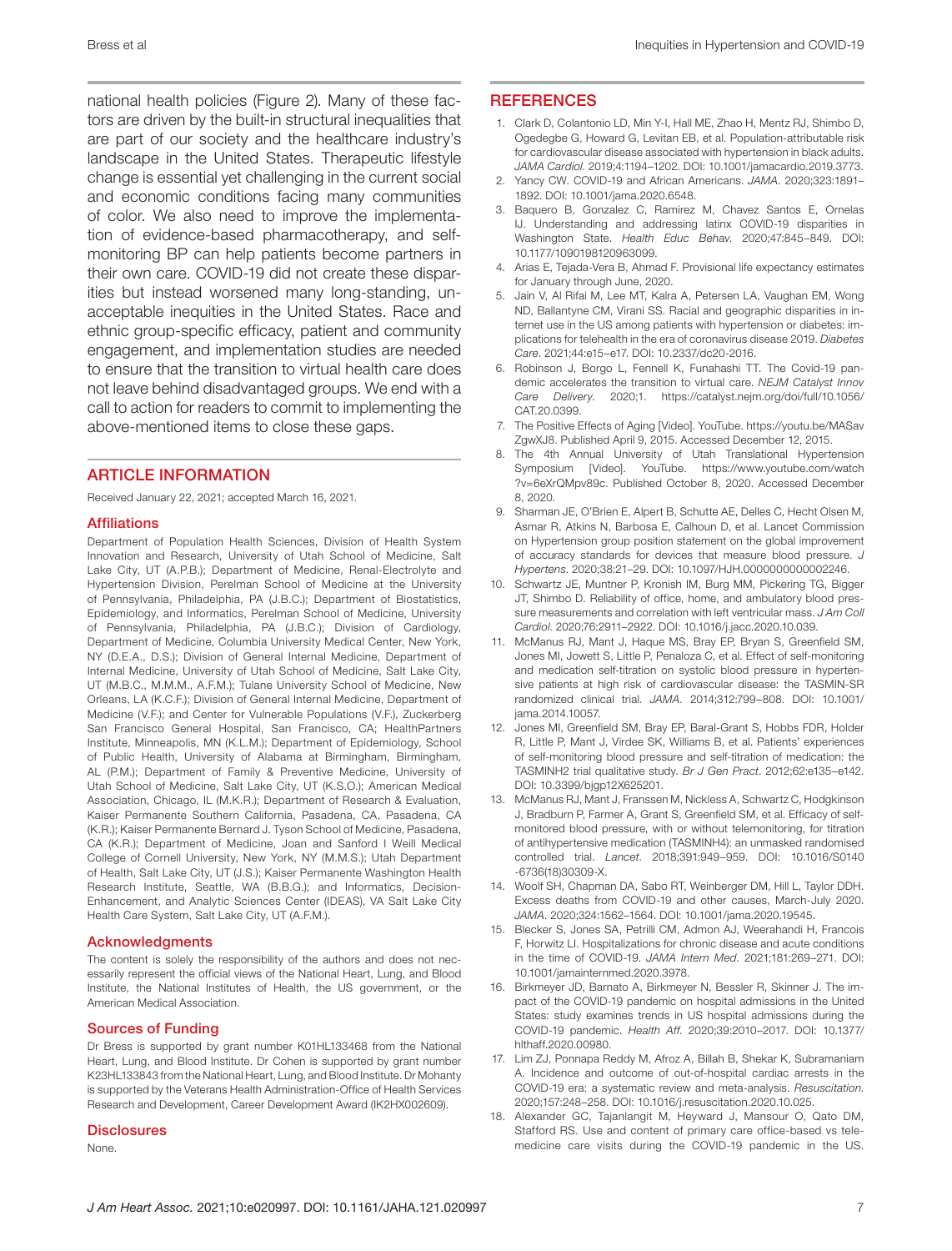national health policies (Figure 2). Many of these factors are driven by the built-in structural inequalities that are part of our society and the healthcare industry's landscape in the United States. Therapeutic lifestyle change is essential yet challenging in the current social and economic conditions facing many communities of color. We also need to improve the implementation of evidence-based pharmacotherapy, and self-monitoring BP can help patients become partners in their own care. COVID-19 did not create these disparities but instead worsened many long-standing, unacceptable inequities in the United States. Race and ethnic group-specific efficacy, patient and community engagement, and implementation studies are needed to ensure that the transition to virtual health care does not leave behind disadvantaged groups. We end with a call to action for readers to commit to implementing the above-mentioned items to close these gaps.

## ARTICLE INFORMATION

Received January 22, 2021; accepted March 16, 2021.

### Affiliations

Department of Population Health Sciences, Division of Health System Innovation and Research, University of Utah School of Medicine, Salt Lake City, UT (A.P.B.); Department of Medicine, Renal-Electrolyte and Hypertension Division, Perelman School of Medicine at the University of Pennsylvania, Philadelphia, PA (J.B.C.); Department of Biostatistics, Epidemiology, and Informatics, Perelman School of Medicine, University of Pennsylvania, Philadelphia, PA (J.B.C.); Division of Cardiology, Department of Medicine, Columbia University Medical Center, New York, NY (D.E.A., D.S.); Division of General Internal Medicine, Department of Internal Medicine, University of Utah School of Medicine, Salt Lake City, UT (M.B.C., M.M.M., A.F.M.); Tulane University School of Medicine, New Orleans, LA (K.C.F.); Division of General Internal Medicine, Department of Medicine (V.F.); and Center for Vulnerable Populations (V.F.), Zuckerberg San Francisco General Hospital, San Francisco, CA; HealthPartners Institute, Minneapolis, MN (K.L.M.); Department of Epidemiology, School of Public Health, University of Alabama at Birmingham, Birmingham, AL (P.M.); Department of Family & Preventive Medicine, University of Utah School of Medicine, Salt Lake City, UT (K.S.O.); American Medical Association, Chicago, IL (M.K.R.); Department of Research & Evaluation, Kaiser Permanente Southern California, Pasadena, CA, Pasadena, CA (K.R.); Kaiser Permanente Bernard J. Tyson School of Medicine, Pasadena, CA (K.R.); Department of Medicine, Joan and Sanford I Weill Medical College of Cornell University, New York, NY (M.M.S.); Utah Department of Health, Salt Lake City, UT (J.S.); Kaiser Permanente Washington Health Research Institute, Seattle, WA (B.B.G.); and Informatics, Decision-Enhancement, and Analytic Sciences Center (IDEAS), VA Salt Lake City Health Care System, Salt Lake City, UT (A.F.M.).

### Acknowledgments

The content is solely the responsibility of the authors and does not necessarily represent the official views of the National Heart, Lung, and Blood Institute, the National Institutes of Health, the US government, or the American Medical Association.

### Sources of Funding

Dr Bress is supported by grant number K01HL133468 from the National Heart, Lung, and Blood Institute. Dr Cohen is supported by grant number K23HL133843 from the National Heart, Lung, and Blood Institute. Dr Mohanty is supported by the Veterans Health Administration-Office of Health Services Research and Development, Career Development Award (IK2HX002609).

### Disclosures

None.

## REFERENCES

1. Clark D, Colantonio LD, Min Y-I, Hall ME, Zhao H, Mentz RJ, Shimbo D, Ogedegbe G, Howard G, Levitan EB, et al. Population-attributable risk for cardiovascular disease associated with hypertension in black adults. *JAMA Cardiol.* 2019;4:1194–1202. DOI: 10.1001/jamacardio.2019.3773.
2. Yancy CW. COVID-19 and African Americans. *JAMA*. 2020;323:1891–1892. DOI: 10.1001/jama.2020.6548.
3. Baquero B, Gonzalez C, Ramirez M, Chavez Santos E, Ornelas IJ. Understanding and addressing latinx COVID-19 disparities in Washington State. *Health Educ Behav.* 2020;47:845–849. DOI: 10.1177/1090198120963099.
4. Arias E, Tejada-Vera B, Ahmad F. Provisional life expectancy estimates for January through June, 2020.
5. Jain V, Al Rifai M, Lee MT, Kalra A, Petersen LA, Vaughan EM, Wong ND, Ballantyne CM, Virani SS. Racial and geographic disparities in internet use in the US among patients with hypertension or diabetes: implications for telehealth in the era of coronavirus disease 2019. *Diabetes Care.* 2021;44:e15–e17. DOI: 10.2337/dc20-2016.
6. Robinson J, Borgo L, Fennell K, Funahashi TT. The Covid-19 pandemic accelerates the transition to virtual care. *NEJM Catalyst Innov Care Delivery.* 2020;1. https://catalyst.nejm.org/doi/full/10.1056/CAT.20.0399.
7. The Positive Effects of Aging [Video]. YouTube. https://youtu.be/MASavZgwXJ8. Published April 9, 2015. Accessed December 12, 2015.
8. The 4th Annual University of Utah Translational Hypertension Symposium [Video]. YouTube. https://www.youtube.com/watch?v=6eXrQMpv89c. Published October 8, 2020. Accessed December 8, 2020.
9. Sharman JE, O'Brien E, Alpert B, Schutte AE, Delles C, Hecht Olsen M, Asmar R, Atkins N, Barbosa E, Calhoun D, et al. Lancet Commission on Hypertension group position statement on the global improvement of accuracy standards for devices that measure blood pressure. *J Hypertens.* 2020;38:21–29. DOI: 10.1097/HJH.0000000000002246.
10. Schwartz JE, Muntner P, Kronish IM, Burg MM, Pickering TG, Bigger JT, Shimbo D. Reliability of office, home, and ambulatory blood pressure measurements and correlation with left ventricular mass. *J Am Coll Cardiol.* 2020;76:2911–2922. DOI: 10.1016/j.jacc.2020.10.039.
11. McManus RJ, Mant J, Haque MS, Bray EP, Bryan S, Greenfield SM, Jones MI, Jowett S, Little P, Penaloza C, et al. Effect of self-monitoring and medication self-titration on systolic blood pressure in hypertensive patients at high risk of cardiovascular disease: the TASMIN-SR randomized clinical trial. *JAMA.* 2014;312:799–808. DOI: 10.1001/jama.2014.10057.
12. Jones MI, Greenfield SM, Bray EP, Baral-Grant S, Hobbs FDR, Holder R, Little P, Mant J, Virdee SK, Williams B, et al. Patients' experiences of self-monitoring blood pressure and self-titration of medication: the TASMINH2 trial qualitative study. *Br J Gen Pract.* 2012;62:e135–e142. DOI: 10.3399/bjgp12X625201.
13. McManus RJ, Mant J, Franssen M, Nickless A, Schwartz C, Hodgkinson J, Bradburn P, Farmer A, Grant S, Greenfield SM, et al. Efficacy of self-monitored blood pressure, with or without telemonitoring, for titration of antihypertensive medication (TASMINH4): an unmasked randomised controlled trial. *Lancet.* 2018;391:949–959. DOI: 10.1016/S0140-6736(18)30309-X.
14. Woolf SH, Chapman DA, Sabo RT, Weinberger DM, Hill L, Taylor DDH. Excess deaths from COVID-19 and other causes, March-July 2020. *JAMA.* 2020;324:1562–1564. DOI: 10.1001/jama.2020.19545.
15. Blecker S, Jones SA, Petrilli CM, Admon AJ, Weerahandi H, Francois F, Horwitz LI. Hospitalizations for chronic disease and acute conditions in the time of COVID-19. *JAMA Intern Med.* 2021;181:269–271. DOI: 10.1001/jamainternmed.2020.3978.
16. Birkmeyer JD, Barnato A, Birkmeyer N, Bessler R, Skinner J. The impact of the COVID-19 pandemic on hospital admissions in the United States: study examines trends in US hospital admissions during the COVID-19 pandemic. *Health Aff.* 2020;39:2010–2017. DOI: 10.1377/hlthaff.2020.00980.
17. Lim ZJ, Ponnapa Reddy M, Afroz A, Billah B, Shekar K, Subramaniam A. Incidence and outcome of out-of-hospital cardiac arrests in the COVID-19 era: a systematic review and meta-analysis. *Resuscitation.* 2020;157:248–258. DOI: 10.1016/j.resuscitation.2020.10.025.
18. Alexander GC, Tajanlangit M, Heyward J, Mansour O, Qato DM, Stafford RS. Use and content of primary care office-based vs telemedicine care visits during the COVID-19 pandemic in the US.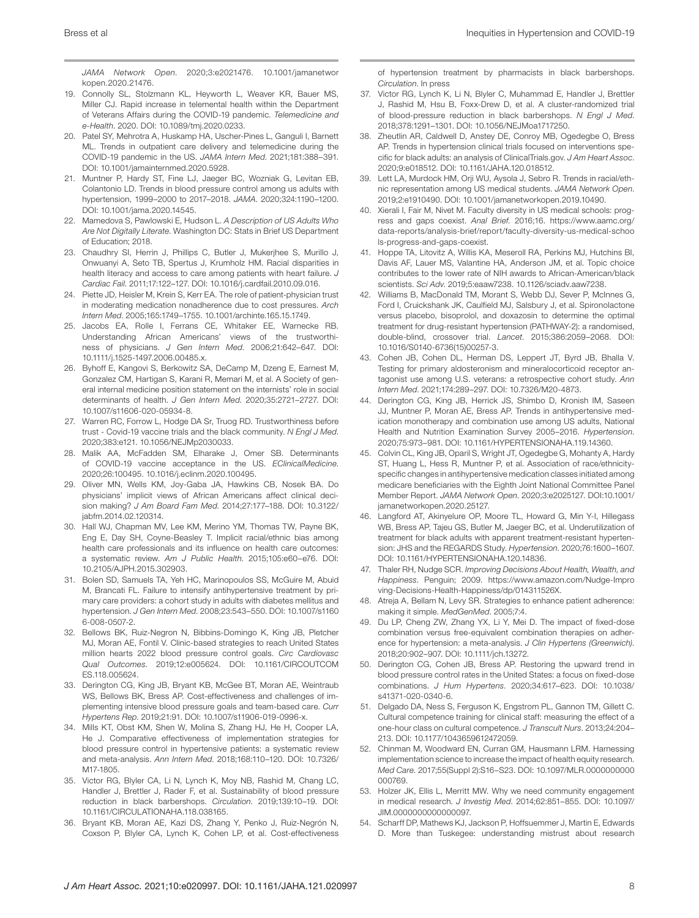*JAMA Network Open*. 2020;3:e2021476. 10.1001/jamanetworkopen.2020.21476.

19. Connolly SL, Stolzmann KL, Heyworth L, Weaver KR, Bauer MS, Miller CJ. Rapid increase in telemental health within the Department of Veterans Affairs during the COVID-19 pandemic. *Telemedicine and e-Health*. 2020. DOI: 10.1089/tmj.2020.0233.
20. Patel SY, Mehrotra A, Huskamp HA, Uscher-Pines L, Ganguli I, Barnett ML. Trends in outpatient care delivery and telemedicine during the COVID-19 pandemic in the US. *JAMA Intern Med*. 2021;181:388–391. DOI: 10.1001/jamainternmed.2020.5928.
21. Muntner P, Hardy ST, Fine LJ, Jaeger BC, Wozniak G, Levitan EB, Colantonio LD. Trends in blood pressure control among us adults with hypertension, 1999–2000 to 2017–2018. *JAMA*. 2020;324:1190–1200. DOI: 10.1001/jama.2020.14545.
22. Mamedova S, Pawlowski E, Hudson L. *A Description of US Adults Who Are Not Digitally Literate*. Washington DC: Stats in Brief US Department of Education; 2018.
23. Chaudhry SI, Herrin J, Phillips C, Butler J, Mukerjhee S, Murillo J, Onwuanyi A, Seto TB, Spertus J, Krumholz HM. Racial disparities in health literacy and access to care among patients with heart failure. *J Cardiac Fail*. 2011;17:122–127. DOI: 10.1016/j.cardfail.2010.09.016.
24. Piette JD, Heisler M, Krein S, Kerr EA. The role of patient-physician trust in moderating medication nonadherence due to cost pressures. *Arch Intern Med*. 2005;165:1749–1755. 10.1001/archinte.165.15.1749.
25. Jacobs EA, Rolle I, Ferrans CE, Whitaker EE, Warnecke RB. Understanding African Americans' views of the trustworthiness of physicians. *J Gen Intern Med*. 2006;21:642–647. DOI: 10.1111/j.1525-1497.2006.00485.x.
26. Byhoff E, Kangovi S, Berkowitz SA, DeCamp M, Dzeng E, Earnest M, Gonzalez CM, Hartigan S, Karani R, Memari M, et al. A Society of general internal medicine position statement on the internists' role in social determinants of health. *J Gen Intern Med*. 2020;35:2721–2727. DOI: 10.1007/s11606-020-05934-8.
27. Warren RC, Forrow L, Hodge DA Sr, Truog RD. Trustworthiness before trust - Covid-19 vaccine trials and the black community. *N Engl J Med*. 2020;383:e121. 10.1056/NEJMp2030033.
28. Malik AA, McFadden SM, Elharake J, Omer SB. Determinants of COVID-19 vaccine acceptance in the US. *EClinicalMedicine*. 2020;26:100495. 10.1016/j.eclinm.2020.100495.
29. Oliver MN, Wells KM, Joy-Gaba JA, Hawkins CB, Nosek BA. Do physicians' implicit views of African Americans affect clinical decision making? *J Am Board Fam Med*. 2014;27:177–188. DOI: 10.3122/jabfm.2014.02.120314.
30. Hall WJ, Chapman MV, Lee KM, Merino YM, Thomas TW, Payne BK, Eng E, Day SH, Coyne-Beasley T. Implicit racial/ethnic bias among health care professionals and its influence on health care outcomes: a systematic review. *Am J Public Health*. 2015;105:e60–e76. DOI: 10.2105/AJPH.2015.302903.
31. Bolen SD, Samuels TA, Yeh HC, Marinopoulos SS, McGuire M, Abuid M, Brancati FL. Failure to intensify antihypertensive treatment by primary care providers: a cohort study in adults with diabetes mellitus and hypertension. *J Gen Intern Med*. 2008;23:543–550. DOI: 10.1007/s11606-008-0507-2.
32. Bellows BK, Ruiz-Negron N, Bibbins-Domingo K, King JB, Pletcher MJ, Moran AE, Fontil V. Clinic-based strategies to reach United States million hearts 2022 blood pressure control goals. *Circ Cardiovasc Qual Outcomes*. 2019;12:e005624. DOI: 10.1161/CIRCOUTCOMES.118.005624.
33. Derington CG, King JB, Bryant KB, McGee BT, Moran AE, Weintraub WS, Bellows BK, Bress AP. Cost-effectiveness and challenges of implementing intensive blood pressure goals and team-based care. *Curr Hypertens Rep*. 2019;21:91. DOI: 10.1007/s11906-019-0996-x.
34. Mills KT, Obst KM, Shen W, Molina S, Zhang HJ, He H, Cooper LA, He J. Comparative effectiveness of implementation strategies for blood pressure control in hypertensive patients: a systematic review and meta-analysis. *Ann Intern Med*. 2018;168:110–120. DOI: 10.7326/M17-1805.
35. Victor RG, Blyler CA, Li N, Lynch K, Moy NB, Rashid M, Chang LC, Handler J, Brettler J, Rader F, et al. Sustainability of blood pressure reduction in black barbershops. *Circulation*. 2019;139:10–19. DOI: 10.1161/CIRCULATIONAHA.118.038165.
36. Bryant KB, Moran AE, Kazi DS, Zhang Y, Penko J, Ruiz-Negrón N, Coxson P, Blyler CA, Lynch K, Cohen LP, et al. Cost-effectiveness of hypertension treatment by pharmacists in black barbershops. *Circulation*. In press
37. Victor RG, Lynch K, Li N, Blyler C, Muhammad E, Handler J, Brettler J, Rashid M, Hsu B, Foxx-Drew D, et al. A cluster-randomized trial of blood-pressure reduction in black barbershops. *N Engl J Med*. 2018;378:1291–1301. DOI: 10.1056/NEJMoa1717250.
38. Zheutlin AR, Caldwell D, Anstey DE, Conroy MB, Ogedegbe O, Bress AP. Trends in hypertension clinical trials focused on interventions specific for black adults: an analysis of ClinicalTrials.gov. *J Am Heart Assoc*. 2020;9:e018512. DOI: 10.1161/JAHA.120.018512.
39. Lett LA, Murdock HM, Orji WU, Aysola J, Sebro R. Trends in racial/ethnic representation among US medical students. *JAMA Network Open*. 2019;2:e1910490. DOI: 10.1001/jamanetworkopen.2019.10490.
40. Xierali I, Fair M, Nivet M. Faculty diversity in US medical schools: progress and gaps coexist. *Anal Brief*. 2016;16. https://www.aamc.org/data-reports/analysis-brief/report/faculty-diversity-us-medical-schools-progress-and-gaps-coexist.
41. Hoppe TA, Litovitz A, Willis KA, Meseroll RA, Perkins MJ, Hutchins BI, Davis AF, Lauer MS, Valantine HA, Anderson JM, et al. Topic choice contributes to the lower rate of NIH awards to African-American/black scientists. *Sci Adv*. 2019;5:eaaw7238. 10.1126/sciadv.aaw7238.
42. Williams B, MacDonald TM, Morant S, Webb DJ, Sever P, McInnes G, Ford I, Cruickshank JK, Caulfield MJ, Salsbury J, et al. Spironolactone versus placebo, bisoprolol, and doxazosin to determine the optimal treatment for drug-resistant hypertension (PATHWAY-2): a randomised, double-blind, crossover trial. *Lancet*. 2015;386:2059–2068. DOI: 10.1016/S0140-6736(15)00257-3.
43. Cohen JB, Cohen DL, Herman DS, Leppert JT, Byrd JB, Bhalla V. Testing for primary aldosteronism and mineralocorticoid receptor antagonist use among U.S. veterans: a retrospective cohort study. *Ann Intern Med*. 2021;174:289–297. DOI: 10.7326/M20-4873.
44. Derington CG, King JB, Herrick JS, Shimbo D, Kronish IM, Saseen JJ, Muntner P, Moran AE, Bress AP. Trends in antihypertensive medication monotherapy and combination use among US adults, National Health and Nutrition Examination Survey 2005–2016. *Hypertension*. 2020;75:973–981. DOI: 10.1161/HYPERTENSIONAHA.119.14360.
45. Colvin CL, King JB, Oparil S, Wright JT, Ogedegbe G, Mohanty A, Hardy ST, Huang L, Hess R, Muntner P, et al. Association of race/ethnicity-specific changes in antihypertensive medication classes initiated among medicare beneficiaries with the Eighth Joint National Committee Panel Member Report. *JAMA Network Open*. 2020;3:e2025127. DOI:10.1001/jamanetworkopen.2020.25127.
46. Langford AT, Akinyelure OP, Moore TL, Howard G, Min Y-I, Hillegass WB, Bress AP, Tajeu GS, Butler M, Jaeger BC, et al. Underutilization of treatment for black adults with apparent treatment-resistant hypertension: JHS and the REGARDS Study. *Hypertension*. 2020;76:1600–1607. DOI: 10.1161/HYPERTENSIONAHA.120.14836.
47. Thaler RH, Nudge SCR. *Improving Decisions About Health, Wealth, and Happiness*. Penguin; 2009. https://www.amazon.com/Nudge-Improving-Decisions-Health-Happiness/dp/014311526X.
48. Atreja A, Bellam N, Levy SR. Strategies to enhance patient adherence: making it simple. *MedGenMed*. 2005;7:4.
49. Du LP, Cheng ZW, Zhang YX, Li Y, Mei D. The impact of fixed-dose combination versus free-equivalent combination therapies on adherence for hypertension: a meta-analysis. *J Clin Hypertens (Greenwich)*. 2018;20:902–907. DOI: 10.1111/jch.13272.
50. Derington CG, Cohen JB, Bress AP. Restoring the upward trend in blood pressure control rates in the United States: a focus on fixed-dose combinations. *J Hum Hypertens*. 2020;34:617–623. DOI: 10.1038/s41371-020-0340-6.
51. Delgado DA, Ness S, Ferguson K, Engstrom PL, Gannon TM, Gillett C. Cultural competence training for clinical staff: measuring the effect of a one-hour class on cultural competence. *J Transcult Nurs*. 2013;24:204–213. DOI: 10.1177/1043659612472059.
52. Chinman M, Woodward EN, Curran GM, Hausmann LRM. Harnessing implementation science to increase the impact of health equity research. *Med Care*. 2017;55(Suppl 2):S16–S23. DOI: 10.1097/MLR.0000000000000769.
53. Holzer JK, Ellis L, Merritt MW. Why we need community engagement in medical research. *J Investig Med*. 2014;62:851–855. DOI: 10.1097/JIM.0000000000000097.
54. Scharff DP, Mathews KJ, Jackson P, Hoffsuemmer J, Martin E, Edwards D. More than Tuskegee: understanding mistrust about research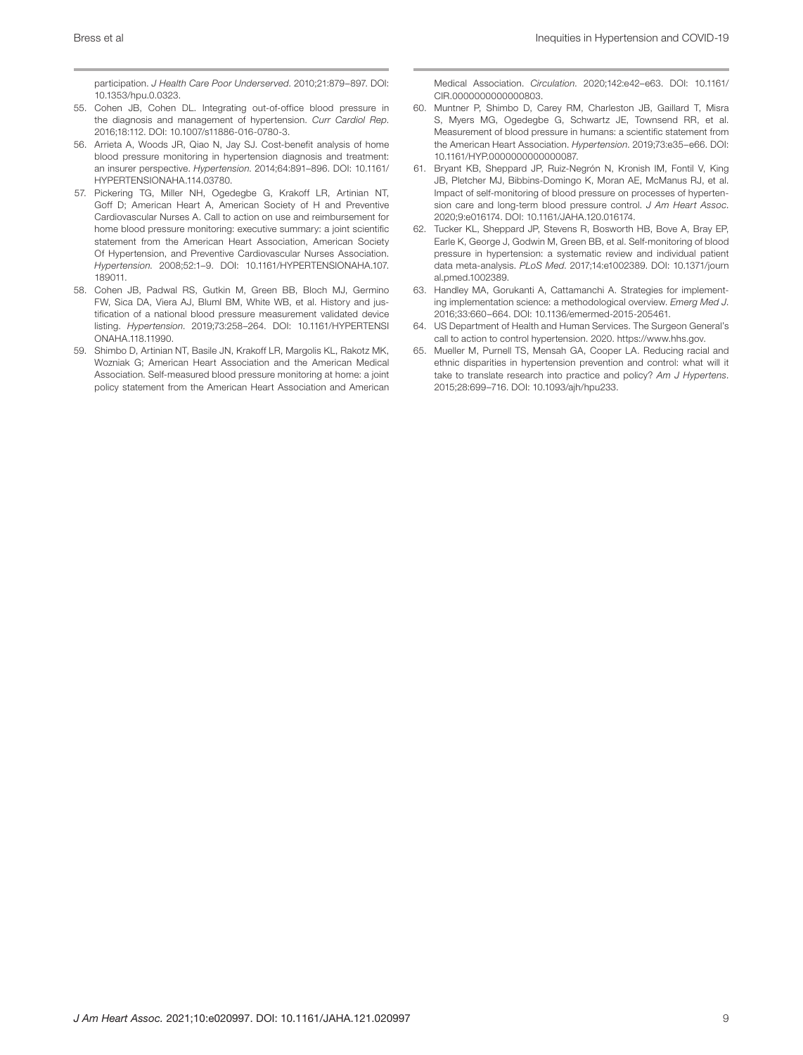participation. *J Health Care Poor Underserved*. 2010;21:879–897. DOI: 10.1353/hpu.0.0323.

55. Cohen JB, Cohen DL. Integrating out-of-office blood pressure in the diagnosis and management of hypertension. *Curr Cardiol Rep*. 2016;18:112. DOI: 10.1007/s11886-016-0780-3.
56. Arrieta A, Woods JR, Qiao N, Jay SJ. Cost-benefit analysis of home blood pressure monitoring in hypertension diagnosis and treatment: an insurer perspective. *Hypertension*. 2014;64:891–896. DOI: 10.1161/HYPERTENSIONAHA.114.03780.
57. Pickering TG, Miller NH, Ogedegbe G, Krakoff LR, Artinian NT, Goff D; American Heart A, American Society of H and Preventive Cardiovascular Nurses A. Call to action on use and reimbursement for home blood pressure monitoring: executive summary: a joint scientific statement from the American Heart Association, American Society Of Hypertension, and Preventive Cardiovascular Nurses Association. *Hypertension*. 2008;52:1–9. DOI: 10.1161/HYPERTENSIONAHA.107.189011.
58. Cohen JB, Padwal RS, Gutkin M, Green BB, Bloch MJ, Germino FW, Sica DA, Viera AJ, Bluml BM, White WB, et al. History and justification of a national blood pressure measurement validated device listing. *Hypertension*. 2019;73:258–264. DOI: 10.1161/HYPERTENSIONAHA.118.11990.
59. Shimbo D, Artinian NT, Basile JN, Krakoff LR, Margolis KL, Rakotz MK, Wozniak G; American Heart Association and the American Medical Association. Self-measured blood pressure monitoring at home: a joint policy statement from the American Heart Association and American Medical Association. *Circulation*. 2020;142:e42–e63. DOI: 10.1161/CIR.0000000000000803.
60. Muntner P, Shimbo D, Carey RM, Charleston JB, Gaillard T, Misra S, Myers MG, Ogedegbe G, Schwartz JE, Townsend RR, et al. Measurement of blood pressure in humans: a scientific statement from the American Heart Association. *Hypertension*. 2019;73:e35–e66. DOI: 10.1161/HYP.0000000000000087.
61. Bryant KB, Sheppard JP, Ruiz-Negrón N, Kronish IM, Fontil V, King JB, Pletcher MJ, Bibbins-Domingo K, Moran AE, McManus RJ, et al. Impact of self-monitoring of blood pressure on processes of hypertension care and long-term blood pressure control. *J Am Heart Assoc*. 2020;9:e016174. DOI: 10.1161/JAHA.120.016174.
62. Tucker KL, Sheppard JP, Stevens R, Bosworth HB, Bove A, Bray EP, Earle K, George J, Godwin M, Green BB, et al. Self-monitoring of blood pressure in hypertension: a systematic review and individual patient data meta-analysis. *PLoS Med*. 2017;14:e1002389. DOI: 10.1371/journal.pmed.1002389.
63. Handley MA, Gorukanti A, Cattamanchi A. Strategies for implementing implementation science: a methodological overview. *Emerg Med J*. 2016;33:660–664. DOI: 10.1136/emermed-2015-205461.
64. US Department of Health and Human Services. The Surgeon General's call to action to control hypertension. 2020. https://www.hhs.gov.
65. Mueller M, Purnell TS, Mensah GA, Cooper LA. Reducing racial and ethnic disparities in hypertension prevention and control: what will it take to translate research into practice and policy? *Am J Hypertens*. 2015;28:699–716. DOI: 10.1093/ajh/hpu233.